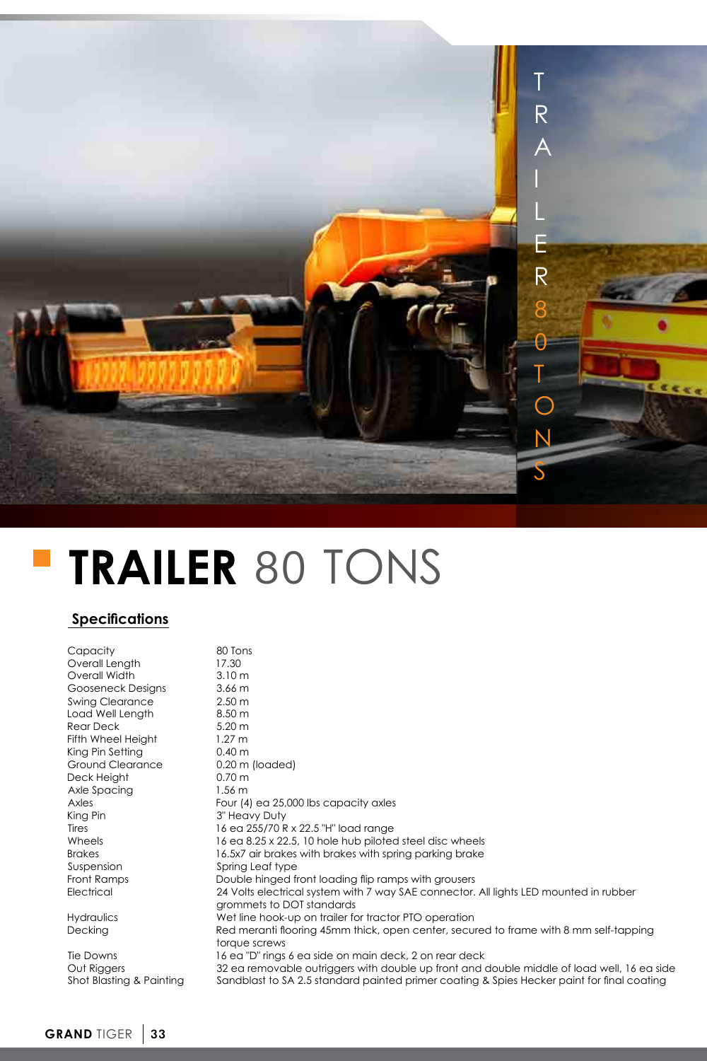# TRAILER 80 TONS

## Specifications

| | |
|---|---|
| Capacity | 80 Tons |
| Overall Length | 17.30 |
| Overall Width | 3.10 m |
| Gooseneck Designs | 3.66 m |
| Swing Clearance | 2.50 m |
| Load Well Length | 8.50 m |
| Rear Deck | 5.20 m |
| Fifth Wheel Height | 1.27 m |
| King Pin Setting | 0.40 m |
| Ground Clearance | 0.20 m (loaded) |
| Deck Height | 0.70 m |
| Axle Spacing | 1.56 m |
| Axles | Four (4) ea 25,000 lbs capacity axles |
| King Pin | 3" Heavy Duty |
| Tires | 16 ea 255/70 R x 22.5 "H" load range |
| Wheels | 16 ea 8.25 x 22.5, 10 hole hub piloted steel disc wheels |
| Brakes | 16.5x7 air brakes with brakes with spring parking brake |
| Suspension | Spring Leaf type |
| Front Ramps | Double hinged front loading flip ramps with grousers |
| Electrical | 24 Volts electrical system with 7 way SAE connector. All lights LED mounted in rubber grommets to DOT standards |
| Hydraulics | Wet line hook-up on trailer for tractor PTO operation |
| Decking | Red meranti flooring 45mm thick, open center, secured to frame with 8 mm self-tapping torque screws |
| Tie Downs | 16 ea "D" rings 6 ea side on main deck, 2 on rear deck |
| Out Riggers | 32 ea removable outriggers with double up front and double middle of load well, 16 ea side |
| Shot Blasting & Painting | Sandblast to SA 2.5 standard painted primer coating & Spies Hecker paint for final coating |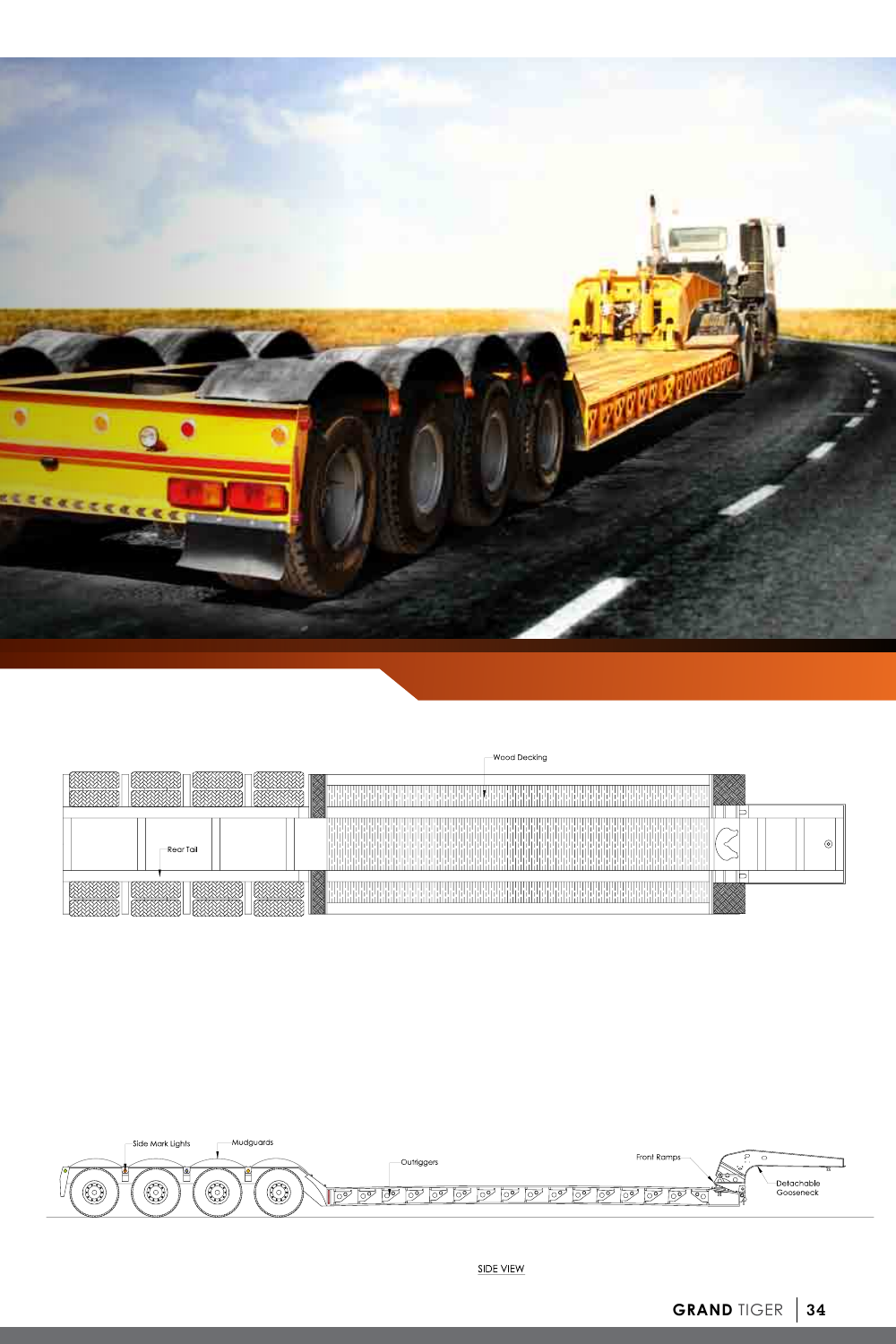Wood Decking

Rear Tail

Side Mark Lights

Mudguards

Outriggers

Front Ramps

Detachable Gooseneck

SIDE VIEW